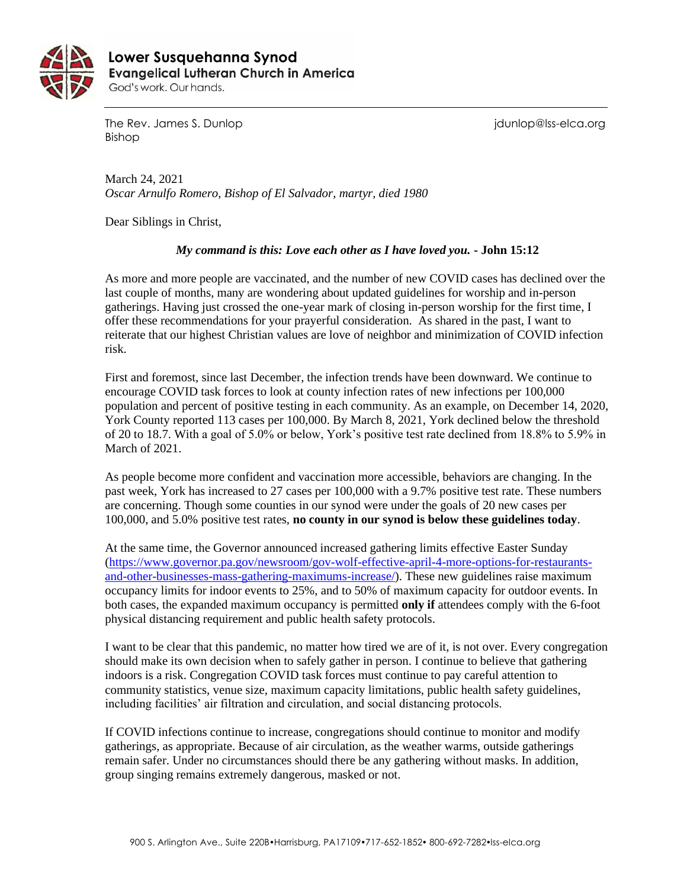**Lower Susquehanna Synod**
**Evangelical Lutheran Church in America**
God's work. Our hands.

The Rev. James S. Dunlop
Bishop

jdunlop@lss-elca.org

March 24, 2021
*Oscar Arnulfo Romero, Bishop of El Salvador, martyr, died 1980*

Dear Siblings in Christ,

***My command is this: Love each other as I have loved you.*** **- John 15:12**

As more and more people are vaccinated, and the number of new COVID cases has declined over the last couple of months, many are wondering about updated guidelines for worship and in-person gatherings. Having just crossed the one-year mark of closing in-person worship for the first time, I offer these recommendations for your prayerful consideration. As shared in the past, I want to reiterate that our highest Christian values are love of neighbor and minimization of COVID infection risk.

First and foremost, since last December, the infection trends have been downward. We continue to encourage COVID task forces to look at county infection rates of new infections per 100,000 population and percent of positive testing in each community. As an example, on December 14, 2020, York County reported 113 cases per 100,000. By March 8, 2021, York declined below the threshold of 20 to 18.7. With a goal of 5.0% or below, York's positive test rate declined from 18.8% to 5.9% in March of 2021.

As people become more confident and vaccination more accessible, behaviors are changing. In the past week, York has increased to 27 cases per 100,000 with a 9.7% positive test rate. These numbers are concerning. Though some counties in our synod were under the goals of 20 new cases per 100,000, and 5.0% positive test rates, **no county in our synod is below these guidelines today**.

At the same time, the Governor announced increased gathering limits effective Easter Sunday (https://www.governor.pa.gov/newsroom/gov-wolf-effective-april-4-more-options-for-restaurants-and-other-businesses-mass-gathering-maximums-increase/). These new guidelines raise maximum occupancy limits for indoor events to 25%, and to 50% of maximum capacity for outdoor events. In both cases, the expanded maximum occupancy is permitted **only if** attendees comply with the 6-foot physical distancing requirement and public health safety protocols.

I want to be clear that this pandemic, no matter how tired we are of it, is not over. Every congregation should make its own decision when to safely gather in person. I continue to believe that gathering indoors is a risk. Congregation COVID task forces must continue to pay careful attention to community statistics, venue size, maximum capacity limitations, public health safety guidelines, including facilities' air filtration and circulation, and social distancing protocols.

If COVID infections continue to increase, congregations should continue to monitor and modify gatherings, as appropriate. Because of air circulation, as the weather warms, outside gatherings remain safer. Under no circumstances should there be any gathering without masks. In addition, group singing remains extremely dangerous, masked or not.

900 S. Arlington Ave., Suite 220B•Harrisburg, PA17109•717-652-1852• 800-692-7282•lss-elca.org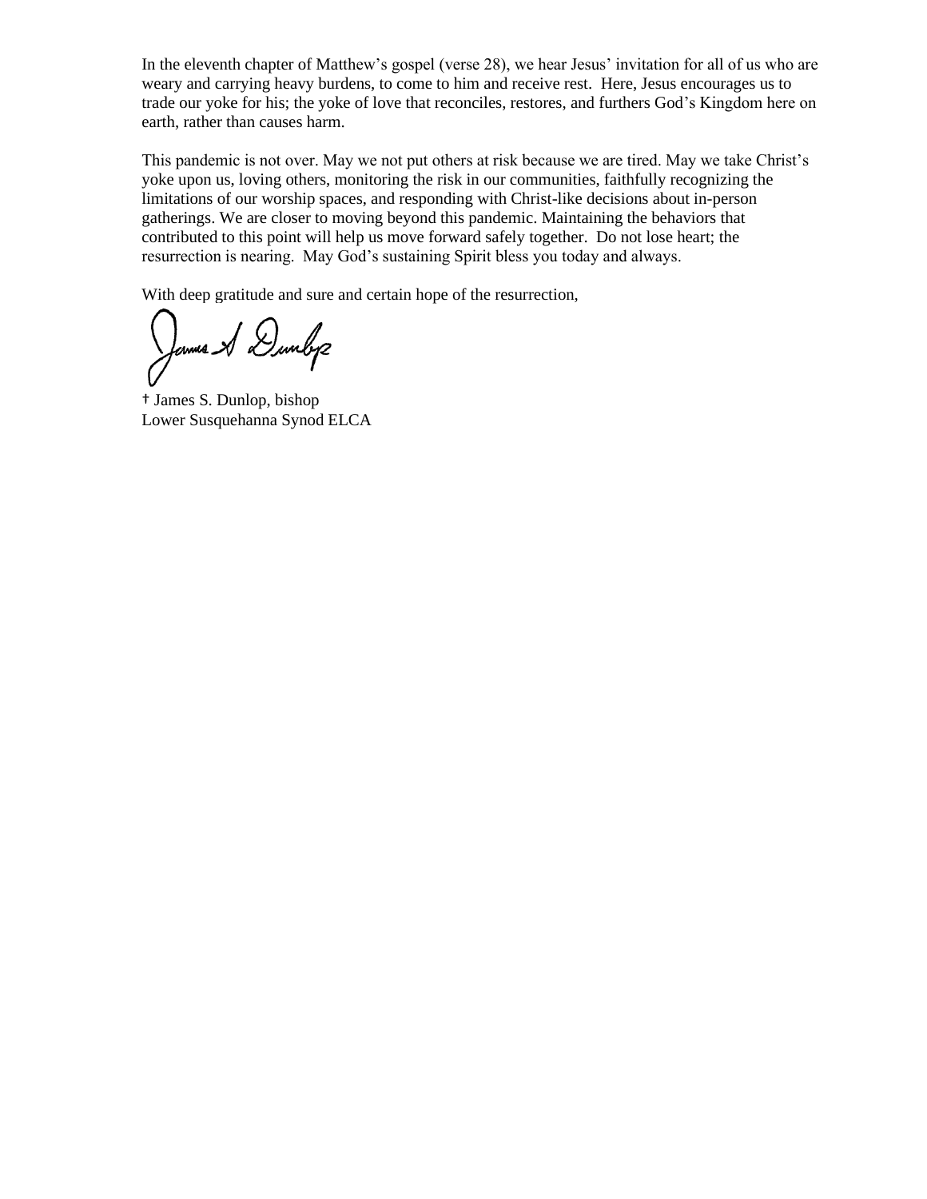In the eleventh chapter of Matthew's gospel (verse 28), we hear Jesus' invitation for all of us who are weary and carrying heavy burdens, to come to him and receive rest. Here, Jesus encourages us to trade our yoke for his; the yoke of love that reconciles, restores, and furthers God's Kingdom here on earth, rather than causes harm.

This pandemic is not over. May we not put others at risk because we are tired. May we take Christ's yoke upon us, loving others, monitoring the risk in our communities, faithfully recognizing the limitations of our worship spaces, and responding with Christ-like decisions about in-person gatherings. We are closer to moving beyond this pandemic. Maintaining the behaviors that contributed to this point will help us move forward safely together. Do not lose heart; the resurrection is nearing. May God's sustaining Spirit bless you today and always.

With deep gratitude and sure and certain hope of the resurrection,

† James S. Dunlop, bishop
Lower Susquehanna Synod ELCA